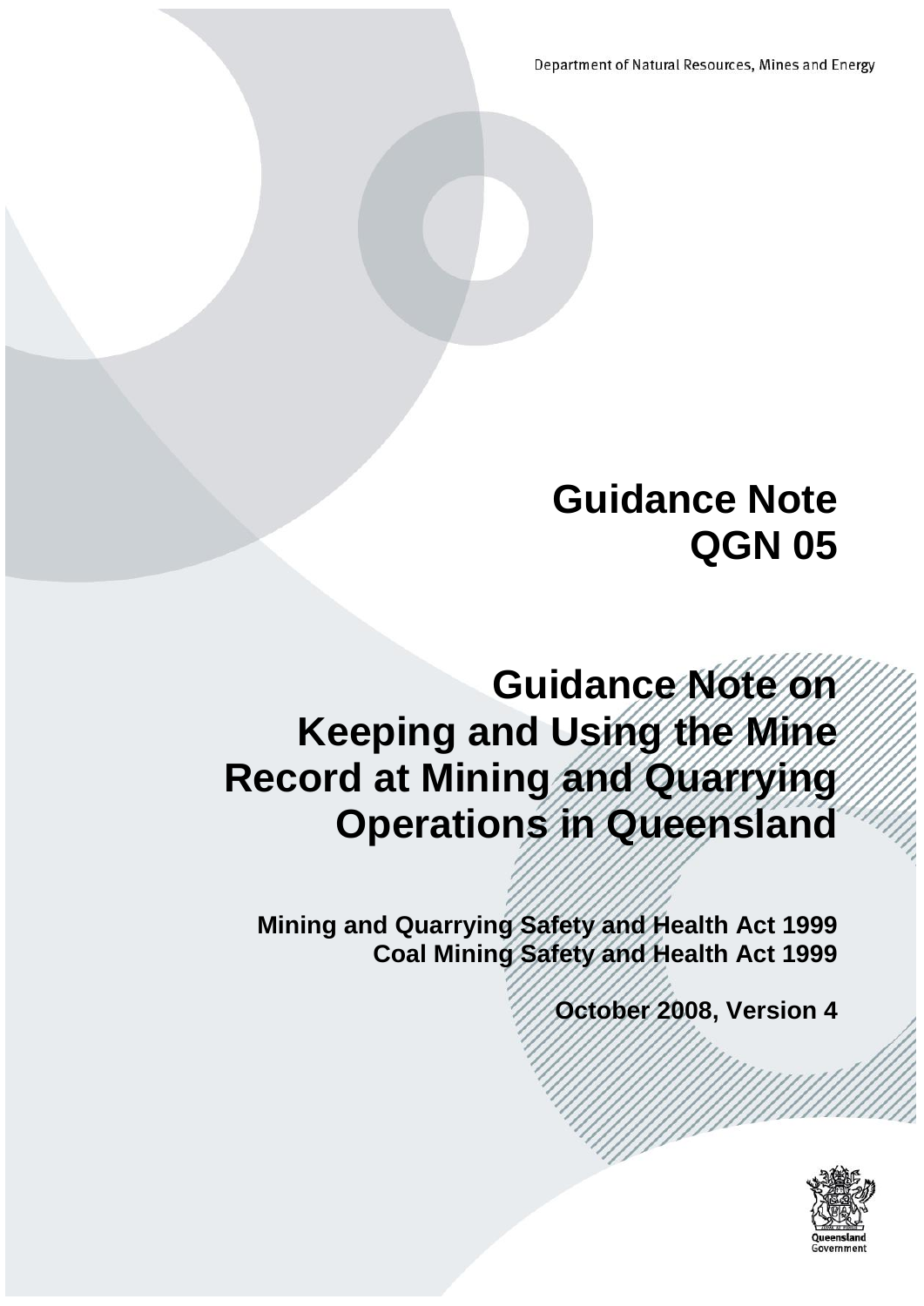Department of Natural Resources, Mines and Energy

# Guidance Note
# QGN 05

# Guidance Note on Keeping and Using the Mine Record at Mining and Quarrying Operations in Queensland

**Mining and Quarrying Safety and Health Act 1999**
**Coal Mining Safety and Health Act 1999**

**October 2008, Version 4**

Queensland Government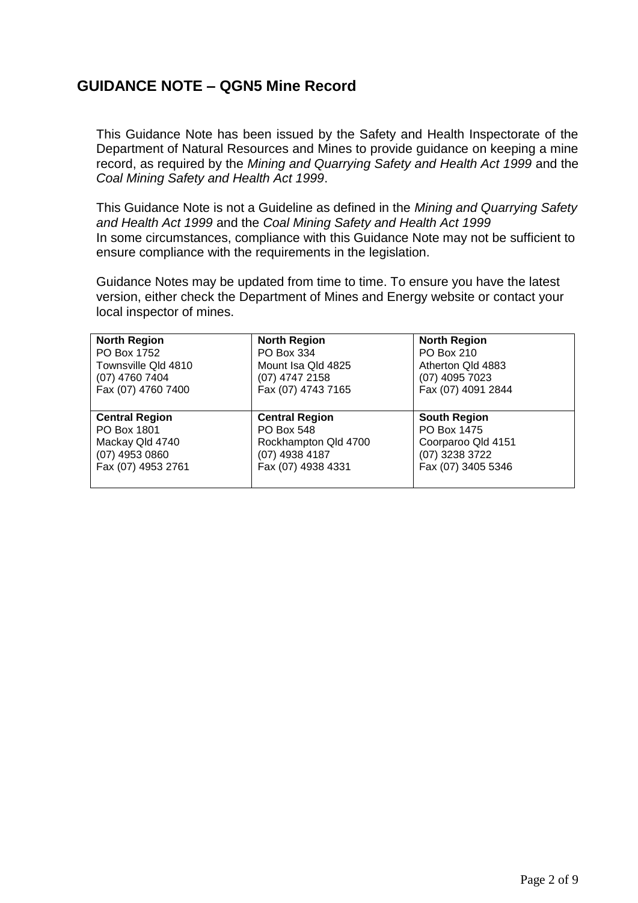## GUIDANCE NOTE – QGN5 Mine Record

This Guidance Note has been issued by the Safety and Health Inspectorate of the Department of Natural Resources and Mines to provide guidance on keeping a mine record, as required by the *Mining and Quarrying Safety and Health Act 1999* and the *Coal Mining Safety and Health Act 1999*.

This Guidance Note is not a Guideline as defined in the *Mining and Quarrying Safety and Health Act 1999* and the *Coal Mining Safety and Health Act 1999*
In some circumstances, compliance with this Guidance Note may not be sufficient to ensure compliance with the requirements in the legislation.

Guidance Notes may be updated from time to time. To ensure you have the latest version, either check the Department of Mines and Energy website or contact your local inspector of mines.

| | | |
|---|---|---|
| **North Region**<br>PO Box 1752<br>Townsville Qld 4810<br>(07) 4760 7404<br>Fax (07) 4760 7400 | **North Region**<br>PO Box 334<br>Mount Isa Qld 4825<br>(07) 4747 2158<br>Fax (07) 4743 7165 | **North Region**<br>PO Box 210<br>Atherton Qld 4883<br>(07) 4095 7023<br>Fax (07) 4091 2844 |
| **Central Region**<br>PO Box 1801<br>Mackay Qld 4740<br>(07) 4953 0860<br>Fax (07) 4953 2761 | **Central Region**<br>PO Box 548<br>Rockhampton Qld 4700<br>(07) 4938 4187<br>Fax (07) 4938 4331 | **South Region**<br>PO Box 1475<br>Coorparoo Qld 4151<br>(07) 3238 3722<br>Fax (07) 3405 5346 |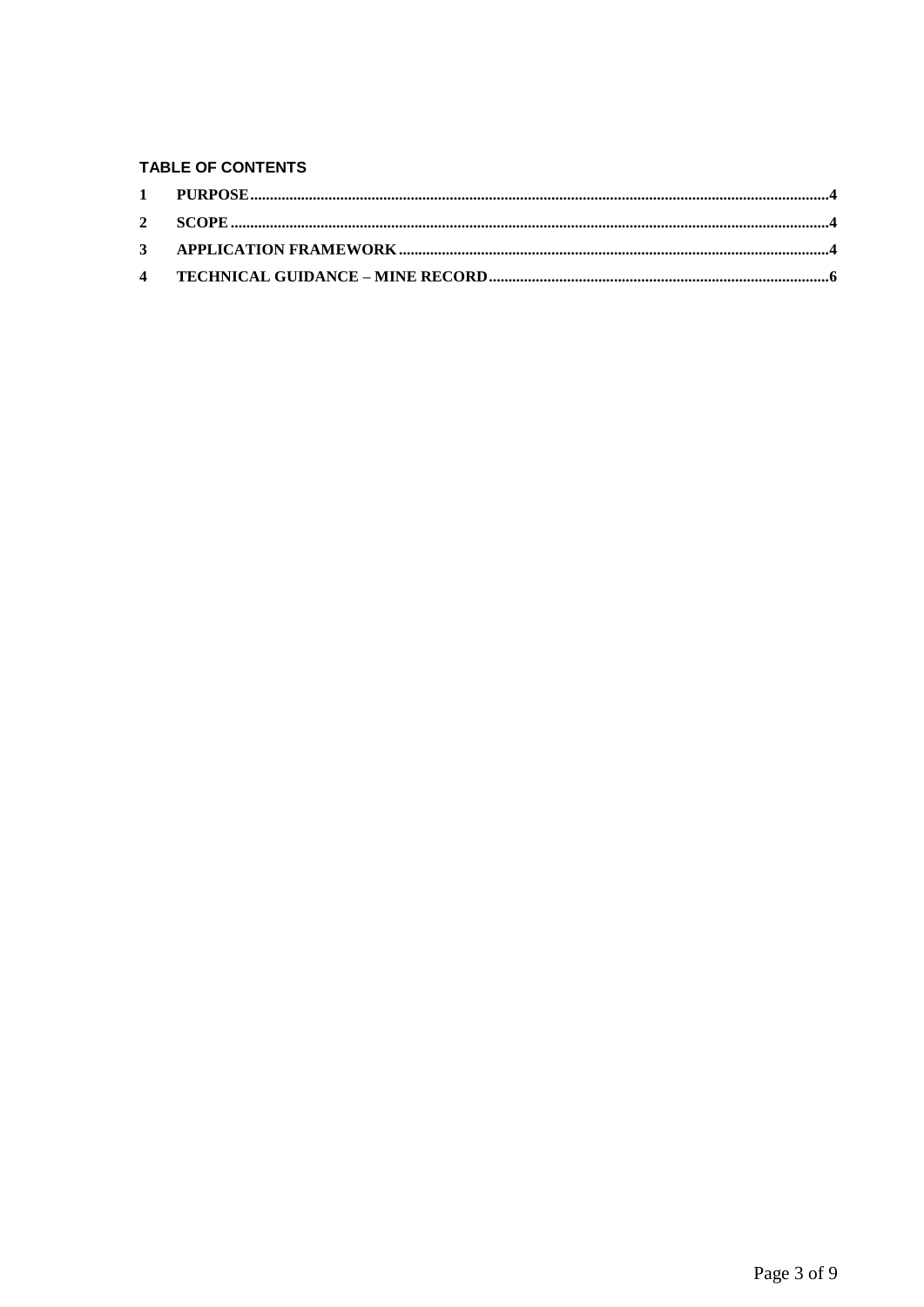**TABLE OF CONTENTS**

| | | |
|---|---|---|
| 1 | PURPOSE | 4 |
| 2 | SCOPE | 4 |
| 3 | APPLICATION FRAMEWORK | 4 |
| 4 | TECHNICAL GUIDANCE – MINE RECORD | 6 |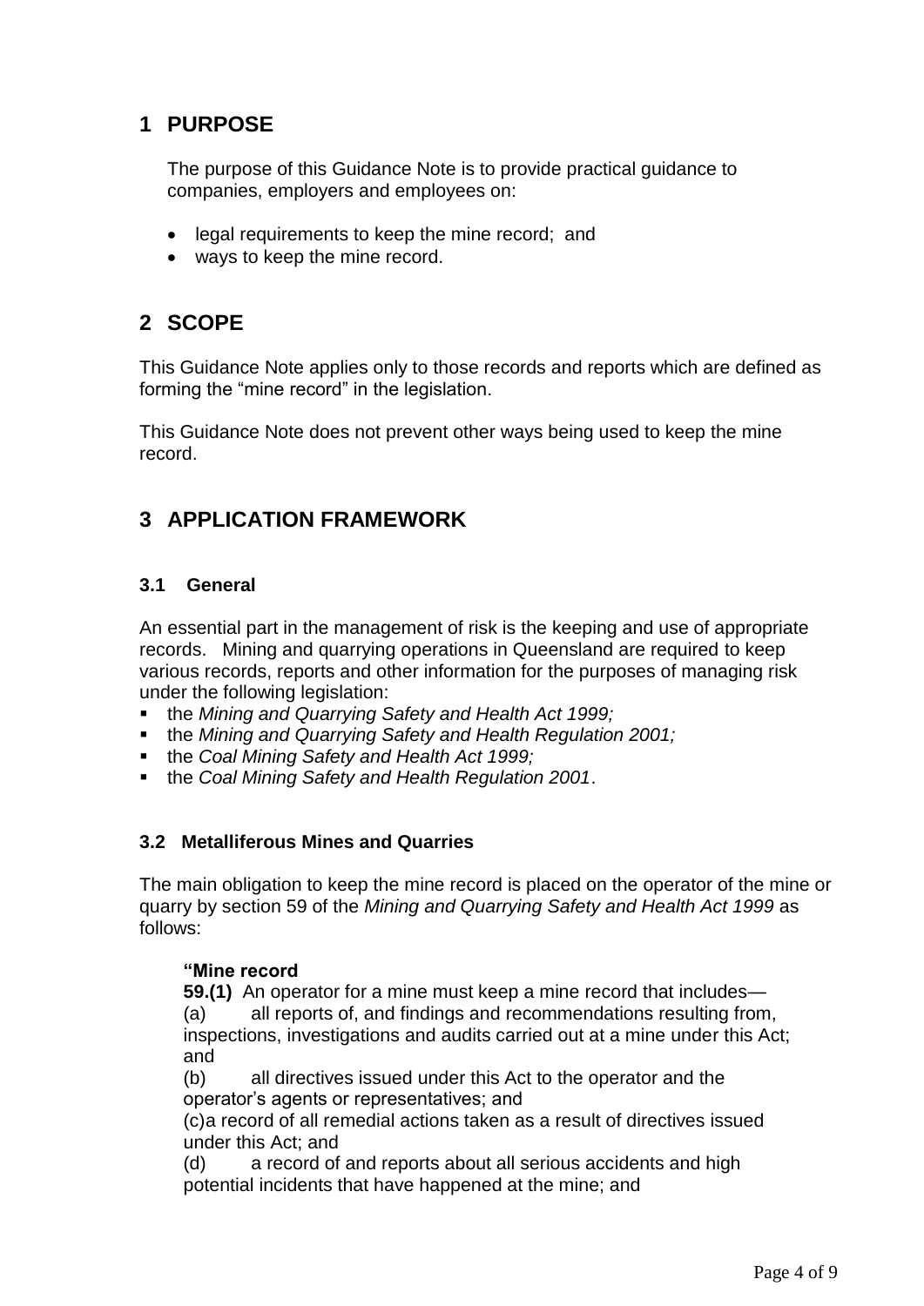# 1 PURPOSE

The purpose of this Guidance Note is to provide practical guidance to companies, employers and employees on:

- legal requirements to keep the mine record; and
- ways to keep the mine record.

# 2 SCOPE

This Guidance Note applies only to those records and reports which are defined as forming the "mine record" in the legislation.

This Guidance Note does not prevent other ways being used to keep the mine record.

# 3 APPLICATION FRAMEWORK

## 3.1 General

An essential part in the management of risk is the keeping and use of appropriate records. Mining and quarrying operations in Queensland are required to keep various records, reports and other information for the purposes of managing risk under the following legislation:

- the *Mining and Quarrying Safety and Health Act 1999;*
- the *Mining and Quarrying Safety and Health Regulation 2001;*
- the *Coal Mining Safety and Health Act 1999;*
- the *Coal Mining Safety and Health Regulation 2001*.

## 3.2 Metalliferous Mines and Quarries

The main obligation to keep the mine record is placed on the operator of the mine or quarry by section 59 of the *Mining and Quarrying Safety and Health Act 1999* as follows:

> **"Mine record**
>
> **59.(1)** An operator for a mine must keep a mine record that includes—
>
> (a) all reports of, and findings and recommendations resulting from, inspections, investigations and audits carried out at a mine under this Act; and
>
> (b) all directives issued under this Act to the operator and the operator's agents or representatives; and
>
> (c)a record of all remedial actions taken as a result of directives issued under this Act; and
>
> (d) a record of and reports about all serious accidents and high potential incidents that have happened at the mine; and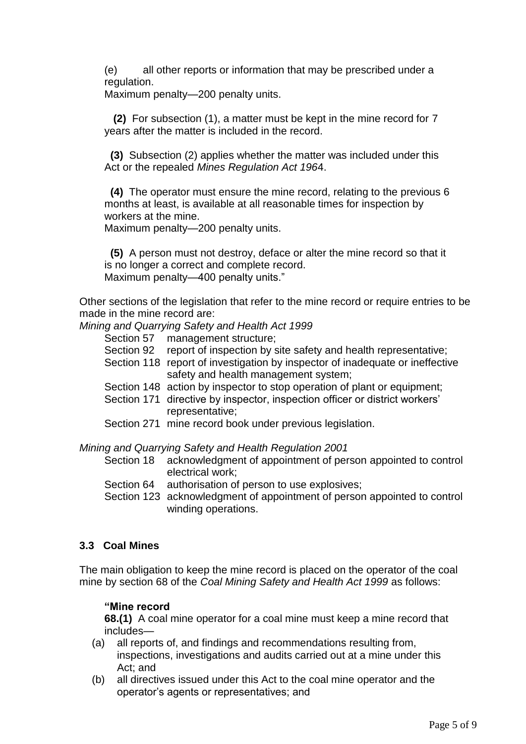(e) all other reports or information that may be prescribed under a regulation.
Maximum penalty—200 penalty units.

**(2)** For subsection (1), a matter must be kept in the mine record for 7 years after the matter is included in the record.

**(3)** Subsection (2) applies whether the matter was included under this Act or the repealed *Mines Regulation Act 1964*.

**(4)** The operator must ensure the mine record, relating to the previous 6 months at least, is available at all reasonable times for inspection by workers at the mine.
Maximum penalty—200 penalty units.

**(5)** A person must not destroy, deface or alter the mine record so that it is no longer a correct and complete record.
Maximum penalty—400 penalty units."

Other sections of the legislation that refer to the mine record or require entries to be made in the mine record are:

*Mining and Quarrying Safety and Health Act 1999*

- Section 57 management structure;
- Section 92 report of inspection by site safety and health representative;
- Section 118 report of investigation by inspector of inadequate or ineffective safety and health management system;
- Section 148 action by inspector to stop operation of plant or equipment;
- Section 171 directive by inspector, inspection officer or district workers' representative;
- Section 271 mine record book under previous legislation.

*Mining and Quarrying Safety and Health Regulation 2001*

- Section 18 acknowledgment of appointment of person appointed to control electrical work;
- Section 64 authorisation of person to use explosives;
- Section 123 acknowledgment of appointment of person appointed to control winding operations.

### 3.3 Coal Mines

The main obligation to keep the mine record is placed on the operator of the coal mine by section 68 of the *Coal Mining Safety and Health Act 1999* as follows:

**"Mine record**

**68.(1)** A coal mine operator for a coal mine must keep a mine record that includes—

(a) all reports of, and findings and recommendations resulting from, inspections, investigations and audits carried out at a mine under this Act; and

(b) all directives issued under this Act to the coal mine operator and the operator's agents or representatives; and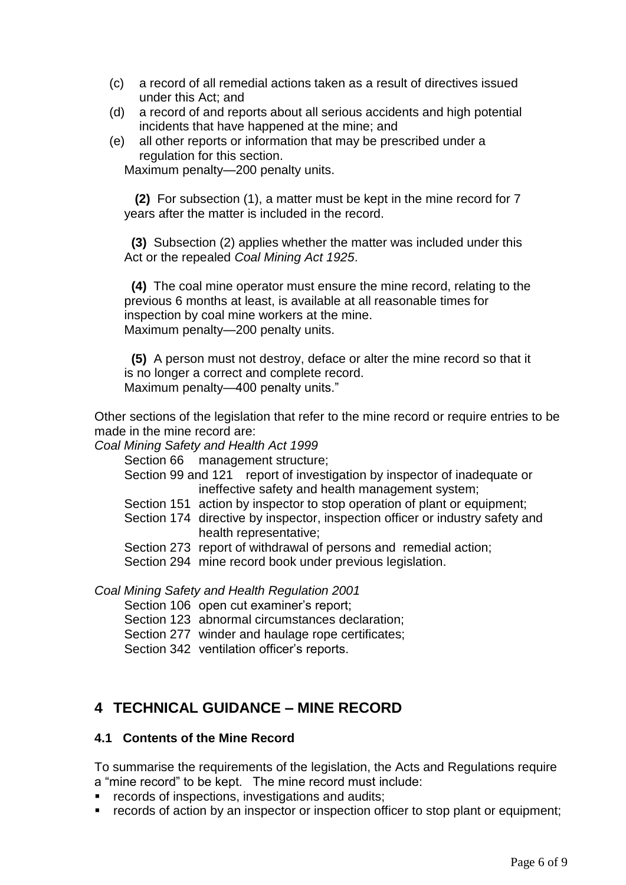(c) a record of all remedial actions taken as a result of directives issued under this Act; and

(d) a record of and reports about all serious accidents and high potential incidents that have happened at the mine; and

(e) all other reports or information that may be prescribed under a regulation for this section.

Maximum penalty—200 penalty units.

**(2)** For subsection (1), a matter must be kept in the mine record for 7 years after the matter is included in the record.

**(3)** Subsection (2) applies whether the matter was included under this Act or the repealed *Coal Mining Act 1925*.

**(4)** The coal mine operator must ensure the mine record, relating to the previous 6 months at least, is available at all reasonable times for inspection by coal mine workers at the mine.
Maximum penalty—200 penalty units.

**(5)** A person must not destroy, deface or alter the mine record so that it is no longer a correct and complete record.
Maximum penalty—400 penalty units."

Other sections of the legislation that refer to the mine record or require entries to be made in the mine record are:

*Coal Mining Safety and Health Act 1999*

- Section 66 management structure;
- Section 99 and 121 report of investigation by inspector of inadequate or ineffective safety and health management system;
- Section 151 action by inspector to stop operation of plant or equipment;
- Section 174 directive by inspector, inspection officer or industry safety and health representative;
- Section 273 report of withdrawal of persons and remedial action;
- Section 294 mine record book under previous legislation.

*Coal Mining Safety and Health Regulation 2001*

- Section 106 open cut examiner's report;
- Section 123 abnormal circumstances declaration;
- Section 277 winder and haulage rope certificates;
- Section 342 ventilation officer's reports.

## 4 TECHNICAL GUIDANCE – MINE RECORD

### 4.1 Contents of the Mine Record

To summarise the requirements of the legislation, the Acts and Regulations require a "mine record" to be kept. The mine record must include:

- records of inspections, investigations and audits;
- records of action by an inspector or inspection officer to stop plant or equipment;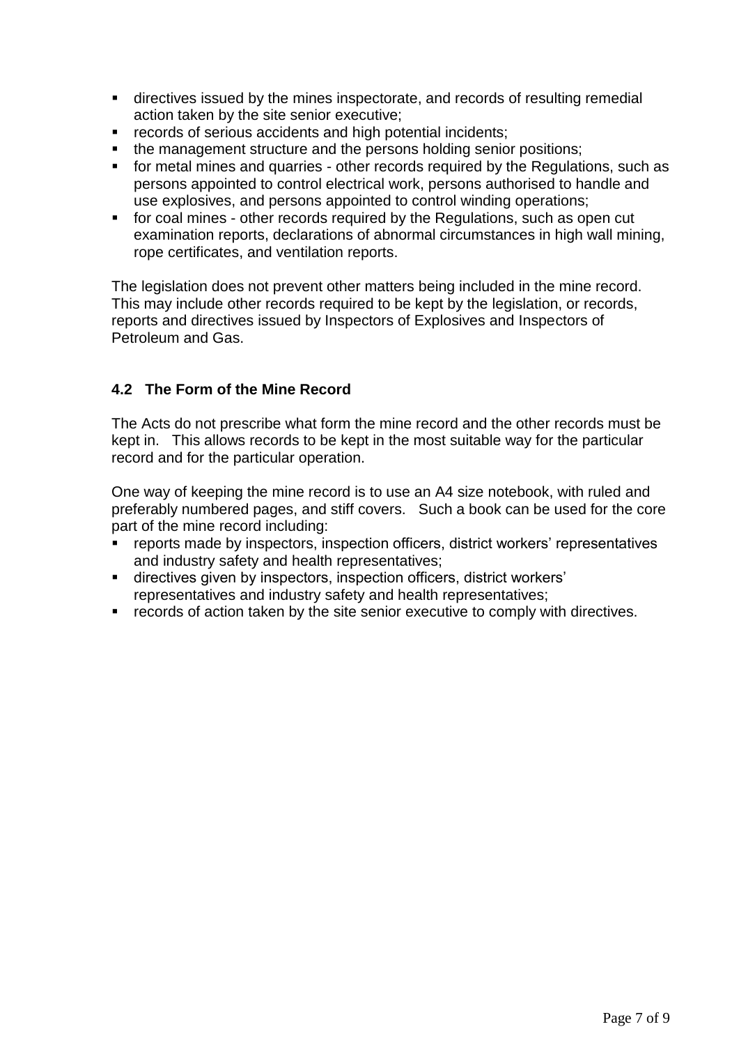- directives issued by the mines inspectorate, and records of resulting remedial action taken by the site senior executive;
- records of serious accidents and high potential incidents;
- the management structure and the persons holding senior positions;
- for metal mines and quarries - other records required by the Regulations, such as persons appointed to control electrical work, persons authorised to handle and use explosives, and persons appointed to control winding operations;
- for coal mines - other records required by the Regulations, such as open cut examination reports, declarations of abnormal circumstances in high wall mining, rope certificates, and ventilation reports.

The legislation does not prevent other matters being included in the mine record. This may include other records required to be kept by the legislation, or records, reports and directives issued by Inspectors of Explosives and Inspectors of Petroleum and Gas.

### 4.2 The Form of the Mine Record

The Acts do not prescribe what form the mine record and the other records must be kept in. This allows records to be kept in the most suitable way for the particular record and for the particular operation.

One way of keeping the mine record is to use an A4 size notebook, with ruled and preferably numbered pages, and stiff covers. Such a book can be used for the core part of the mine record including:

- reports made by inspectors, inspection officers, district workers' representatives and industry safety and health representatives;
- directives given by inspectors, inspection officers, district workers' representatives and industry safety and health representatives;
- records of action taken by the site senior executive to comply with directives.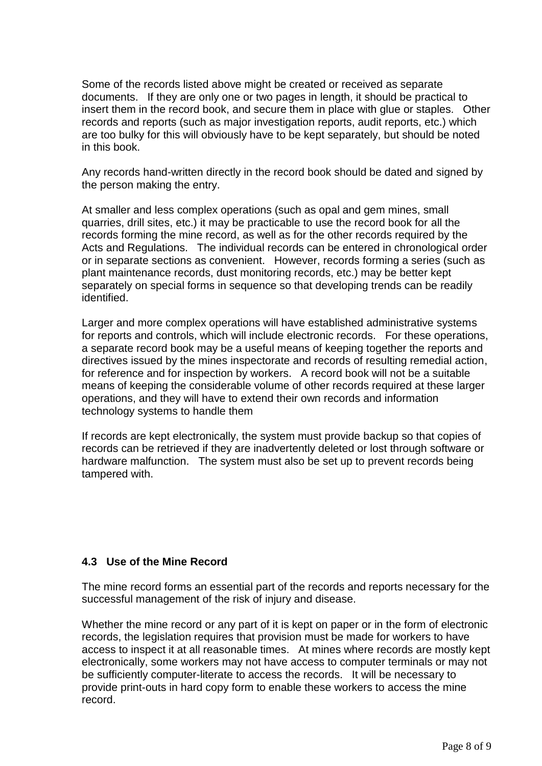Some of the records listed above might be created or received as separate documents. If they are only one or two pages in length, it should be practical to insert them in the record book, and secure them in place with glue or staples. Other records and reports (such as major investigation reports, audit reports, etc.) which are too bulky for this will obviously have to be kept separately, but should be noted in this book.

Any records hand-written directly in the record book should be dated and signed by the person making the entry.

At smaller and less complex operations (such as opal and gem mines, small quarries, drill sites, etc.) it may be practicable to use the record book for all the records forming the mine record, as well as for the other records required by the Acts and Regulations. The individual records can be entered in chronological order or in separate sections as convenient. However, records forming a series (such as plant maintenance records, dust monitoring records, etc.) may be better kept separately on special forms in sequence so that developing trends can be readily identified.

Larger and more complex operations will have established administrative systems for reports and controls, which will include electronic records. For these operations, a separate record book may be a useful means of keeping together the reports and directives issued by the mines inspectorate and records of resulting remedial action, for reference and for inspection by workers. A record book will not be a suitable means of keeping the considerable volume of other records required at these larger operations, and they will have to extend their own records and information technology systems to handle them

If records are kept electronically, the system must provide backup so that copies of records can be retrieved if they are inadvertently deleted or lost through software or hardware malfunction. The system must also be set up to prevent records being tampered with.

### 4.3 Use of the Mine Record

The mine record forms an essential part of the records and reports necessary for the successful management of the risk of injury and disease.

Whether the mine record or any part of it is kept on paper or in the form of electronic records, the legislation requires that provision must be made for workers to have access to inspect it at all reasonable times. At mines where records are mostly kept electronically, some workers may not have access to computer terminals or may not be sufficiently computer-literate to access the records. It will be necessary to provide print-outs in hard copy form to enable these workers to access the mine record.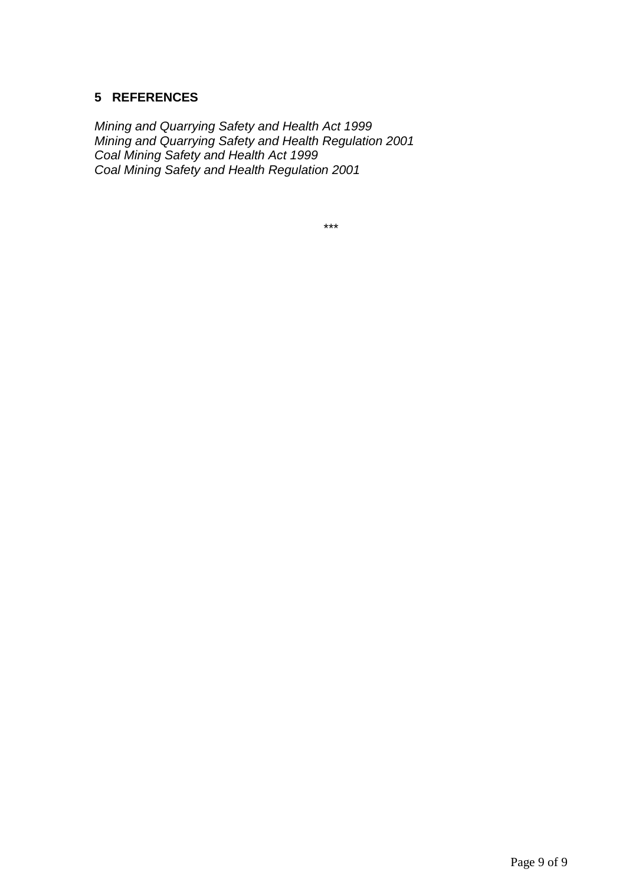## 5 REFERENCES

*Mining and Quarrying Safety and Health Act 1999*
*Mining and Quarrying Safety and Health Regulation 2001*
*Coal Mining Safety and Health Act 1999*
*Coal Mining Safety and Health Regulation 2001*

***